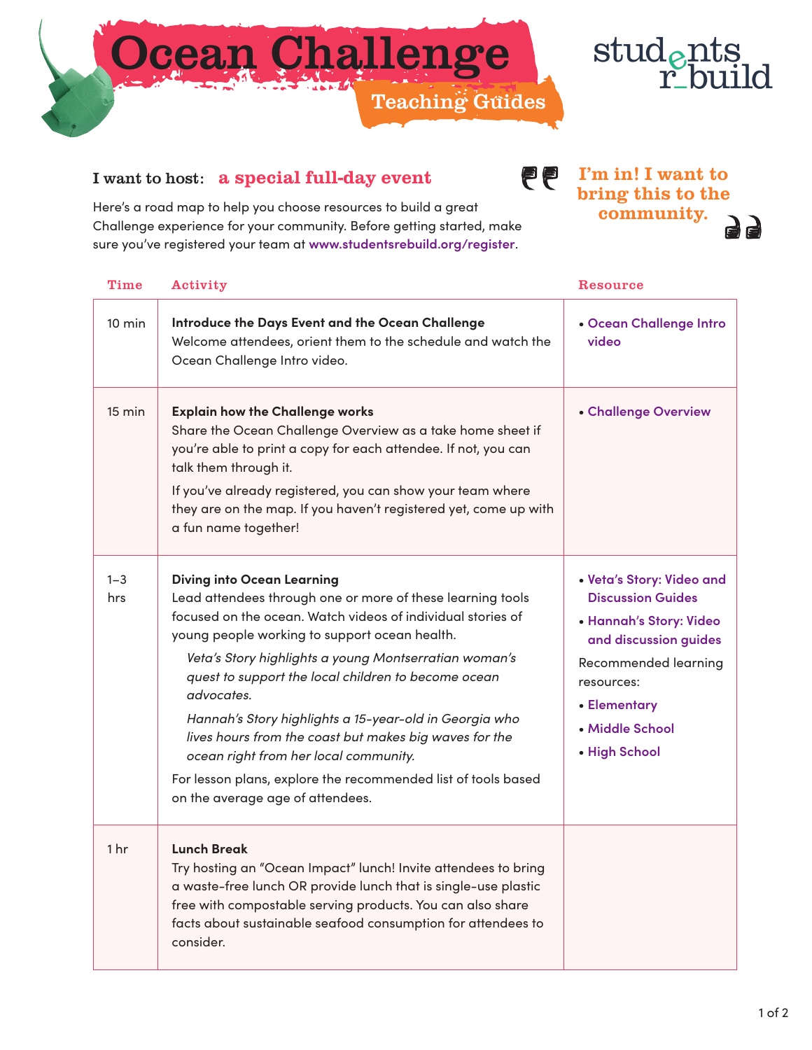# Ocean Challenge

## Teaching Guides

students rebuild

**I want to host:** **a special full-day event**

> **I'm in! I want to bring this to the community.**

Here's a road map to help you choose resources to build a great Challenge experience for your community. Before getting started, make sure you've registered your team at www.studentsrebuild.org/register.

| Time | Activity | Resource |
|---|---|---|
| 10 min | **Introduce the Days Event and the Ocean Challenge**<br>Welcome attendees, orient them to the schedule and watch the Ocean Challenge Intro video. | • Ocean Challenge Intro video |
| 15 min | **Explain how the Challenge works**<br>Share the Ocean Challenge Overview as a take home sheet if you're able to print a copy for each attendee. If not, you can talk them through it.<br>If you've already registered, you can show your team where they are on the map. If you haven't registered yet, come up with a fun name together! | • Challenge Overview |
| 1–3 hrs | **Diving into Ocean Learning**<br>Lead attendees through one or more of these learning tools focused on the ocean. Watch videos of individual stories of young people working to support ocean health.<br>*Veta's Story highlights a young Montserratian woman's quest to support the local children to become ocean advocates.*<br>*Hannah's Story highlights a 15-year-old in Georgia who lives hours from the coast but makes big waves for the ocean right from her local community.*<br>For lesson plans, explore the recommended list of tools based on the average age of attendees. | • Veta's Story: Video and Discussion Guides<br>• Hannah's Story: Video and discussion guides<br>Recommended learning resources:<br>• Elementary<br>• Middle School<br>• High School |
| 1 hr | **Lunch Break**<br>Try hosting an "Ocean Impact" lunch! Invite attendees to bring a waste-free lunch OR provide lunch that is single-use plastic free with compostable serving products. You can also share facts about sustainable seafood consumption for attendees to consider. | |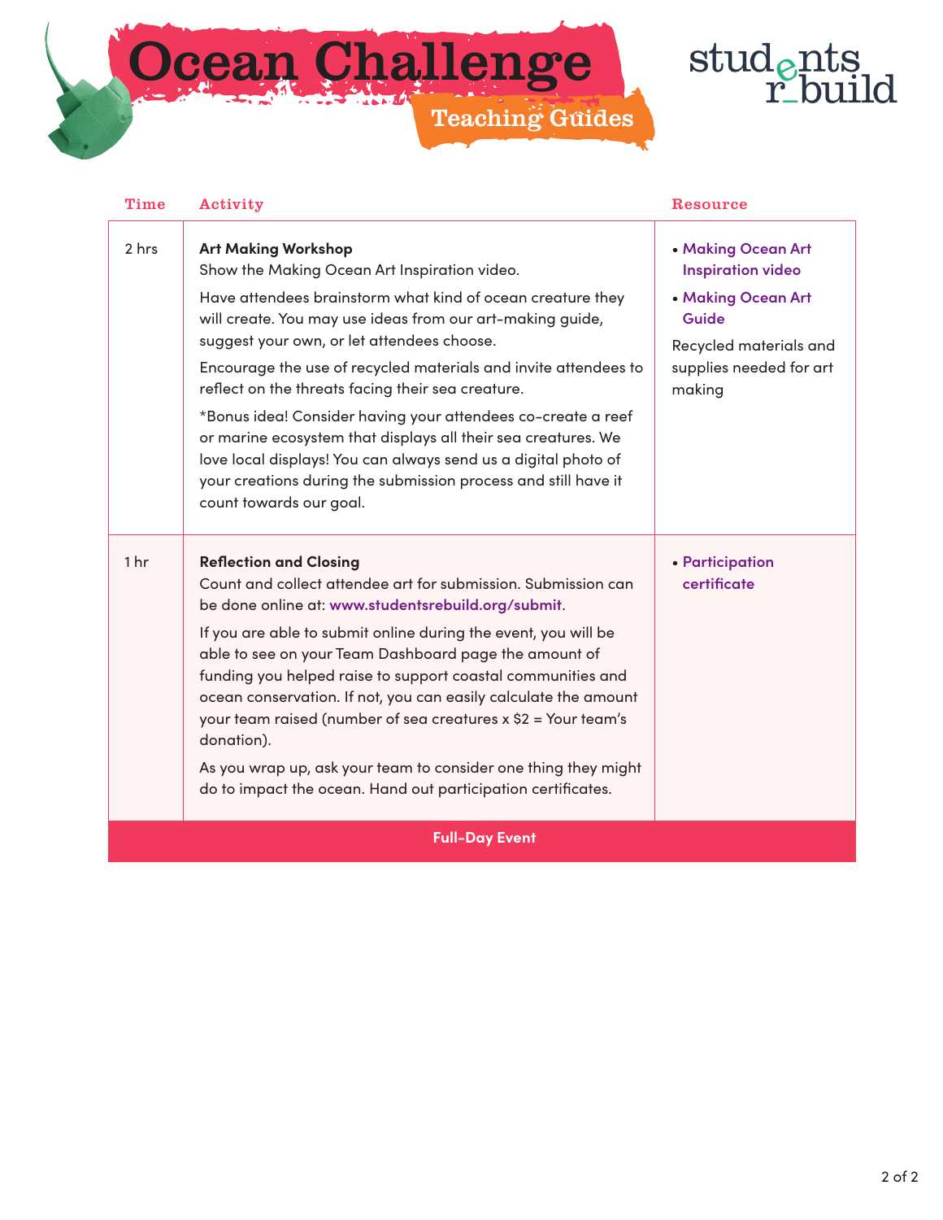# Ocean Challenge

## Teaching Guides

| Time | Activity | Resource |
|---|---|---|
| 2 hrs | **Art Making Workshop**<br>Show the Making Ocean Art Inspiration video.<br>Have attendees brainstorm what kind of ocean creature they will create. You may use ideas from our art-making guide, suggest your own, or let attendees choose.<br>Encourage the use of recycled materials and invite attendees to reflect on the threats facing their sea creature.<br>*Bonus idea! Consider having your attendees co-create a reef or marine ecosystem that displays all their sea creatures. We love local displays! You can always send us a digital photo of your creations during the submission process and still have it count towards our goal. | • Making Ocean Art Inspiration video<br>• Making Ocean Art Guide<br>Recycled materials and supplies needed for art making |
| 1 hr | **Reflection and Closing**<br>Count and collect attendee art for submission. Submission can be done online at: www.studentsrebuild.org/submit.<br>If you are able to submit online during the event, you will be able to see on your Team Dashboard page the amount of funding you helped raise to support coastal communities and ocean conservation. If not, you can easily calculate the amount your team raised (number of sea creatures x $2 = Your team's donation).<br>As you wrap up, ask your team to consider one thing they might do to impact the ocean. Hand out participation certificates. | • Participation certificate |
| **Full-Day Event** | | |